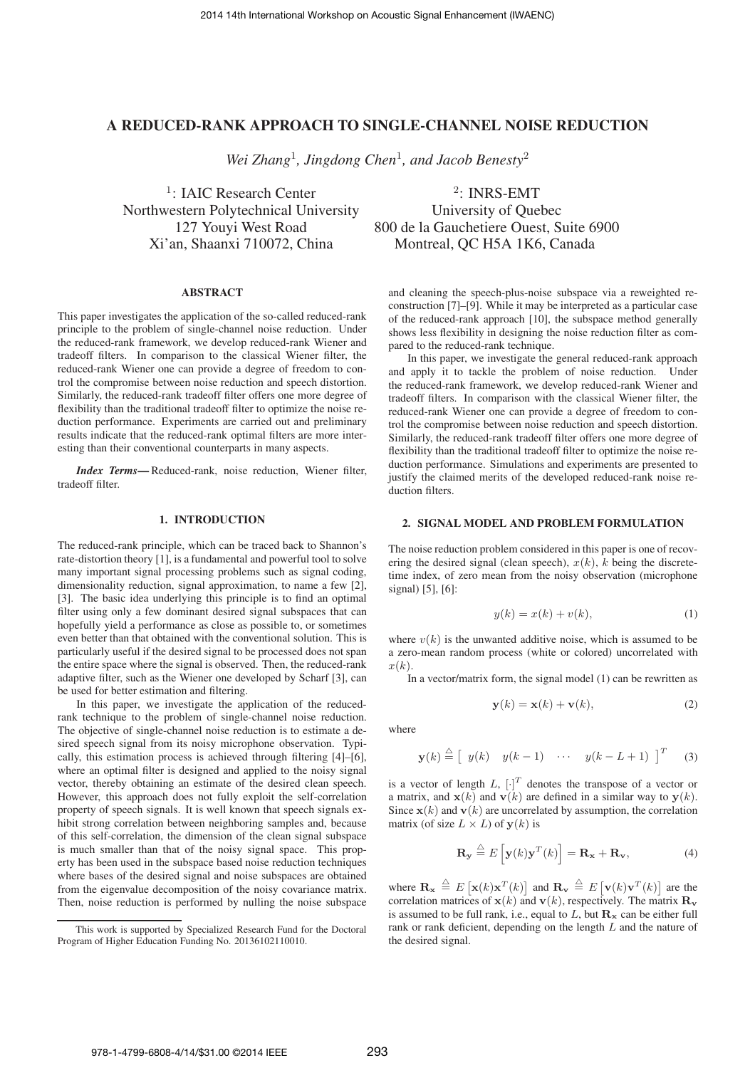# A REDUCED-RANK APPROACH TO SINGLE-CHANNEL NOISE REDUCTION

*Wei Zhang*[1], *Jingdong Chen*[1], *and Jacob Benesty*[2]

[1]: IAIC Research Center
Northwestern Polytechnical University
127 Youyi West Road
Xi'an, Shaanxi 710072, China

[2]: INRS-EMT
University of Quebec
800 de la Gauchetiere Ouest, Suite 6900
Montreal, QC H5A 1K6, Canada

## ABSTRACT

This paper investigates the application of the so-called reduced-rank principle to the problem of single-channel noise reduction. Under the reduced-rank framework, we develop reduced-rank Wiener and tradeoff filters. In comparison to the classical Wiener filter, the reduced-rank Wiener one can provide a degree of freedom to control the compromise between noise reduction and speech distortion. Similarly, the reduced-rank tradeoff filter offers one more degree of flexibility than the traditional tradeoff filter to optimize the noise reduction performance. Experiments are carried out and preliminary results indicate that the reduced-rank optimal filters are more interesting than their conventional counterparts in many aspects.

***Index Terms*—** Reduced-rank, noise reduction, Wiener filter, tradeoff filter.

## 1. INTRODUCTION

The reduced-rank principle, which can be traced back to Shannon's rate-distortion theory [1], is a fundamental and powerful tool to solve many important signal processing problems such as signal coding, dimensionality reduction, signal approximation, to name a few [2], [3]. The basic idea underlying this principle is to find an optimal filter using only a few dominant desired signal subspaces that can hopefully yield a performance as close as possible to, or sometimes even better than that obtained with the conventional solution. This is particularly useful if the desired signal to be processed does not span the entire space where the signal is observed. Then, the reduced-rank adaptive filter, such as the Wiener one developed by Scharf [3], can be used for better estimation and filtering.

In this paper, we investigate the application of the reduced-rank technique to the problem of single-channel noise reduction. The objective of single-channel noise reduction is to estimate a desired speech signal from its noisy microphone observation. Typically, this estimation process is achieved through filtering [4]–[6], where an optimal filter is designed and applied to the noisy signal vector, thereby obtaining an estimate of the desired clean speech. However, this approach does not fully exploit the self-correlation property of speech signals. It is well known that speech signals exhibit strong correlation between neighboring samples and, because of this self-correlation, the dimension of the clean signal subspace is much smaller than that of the noisy signal space. This property has been used in the subspace based noise reduction techniques where bases of the desired signal and noise subspaces are obtained from the eigenvalue decomposition of the noisy covariance matrix. Then, noise reduction is performed by nulling the noise subspace and cleaning the speech-plus-noise subspace via a reweighted reconstruction [7]–[9]. While it may be interpreted as a particular case of the reduced-rank approach [10], the subspace method generally shows less flexibility in designing the noise reduction filter as compared to the reduced-rank technique.

In this paper, we investigate the general reduced-rank approach and apply it to tackle the problem of noise reduction. Under the reduced-rank framework, we develop reduced-rank Wiener and tradeoff filters. In comparison with the classical Wiener filter, the reduced-rank Wiener one can provide a degree of freedom to control the compromise between noise reduction and speech distortion. Similarly, the reduced-rank tradeoff filter offers one more degree of flexibility than the traditional tradeoff filter to optimize the noise reduction performance. Simulations and experiments are presented to justify the claimed merits of the developed reduced-rank noise reduction filters.

## 2. SIGNAL MODEL AND PROBLEM FORMULATION

The noise reduction problem considered in this paper is one of recovering the desired signal (clean speech), $x(k)$, $k$ being the discrete-time index, of zero mean from the noisy observation (microphone signal) [5], [6]:

$$y(k) = x(k) + v(k), \tag{1}$$

where $v(k)$ is the unwanted additive noise, which is assumed to be a zero-mean random process (white or colored) uncorrelated with $x(k)$.

In a vector/matrix form, the signal model (1) can be rewritten as

$$\mathbf{y}(k) = \mathbf{x}(k) + \mathbf{v}(k), \tag{2}$$

where

$$\mathbf{y}(k) \stackrel{\triangle}{=} \begin{bmatrix} y(k) & y(k-1) & \cdots & y(k-L+1) \end{bmatrix}^T \tag{3}$$

is a vector of length $L$, $[\cdot]^T$ denotes the transpose of a vector or a matrix, and $\mathbf{x}(k)$ and $\mathbf{v}(k)$ are defined in a similar way to $\mathbf{y}(k)$. Since $\mathbf{x}(k)$ and $\mathbf{v}(k)$ are uncorrelated by assumption, the correlation matrix (of size $L \times L$) of $\mathbf{y}(k)$ is

$$\mathbf{R}_{\mathbf{y}} \stackrel{\triangle}{=} E\left[\mathbf{y}(k)\mathbf{y}^T(k)\right] = \mathbf{R}_{\mathbf{x}} + \mathbf{R}_{\mathbf{v}}, \tag{4}$$

where $\mathbf{R}_{\mathbf{x}} \stackrel{\triangle}{=} E\left[\mathbf{x}(k)\mathbf{x}^T(k)\right]$ and $\mathbf{R}_{\mathbf{v}} \stackrel{\triangle}{=} E\left[\mathbf{v}(k)\mathbf{v}^T(k)\right]$ are the correlation matrices of $\mathbf{x}(k)$ and $\mathbf{v}(k)$, respectively. The matrix $\mathbf{R}_{\mathbf{v}}$ is assumed to be full rank, i.e., equal to $L$, but $\mathbf{R}_{\mathbf{x}}$ can be either full rank or rank deficient, depending on the length $L$ and the nature of the desired signal.

This work is supported by Specialized Research Fund for the Doctoral Program of Higher Education Funding No. 20136102110010.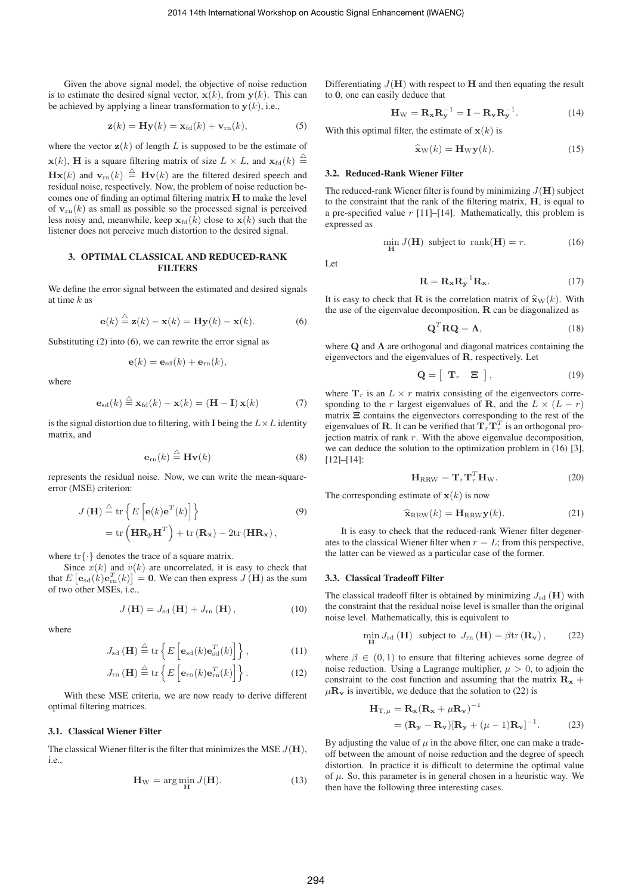Given the above signal model, the objective of noise reduction is to estimate the desired signal vector, $\mathbf{x}(k)$, from $\mathbf{y}(k)$. This can be achieved by applying a linear transformation to $\mathbf{y}(k)$, i.e.,

$$\mathbf{z}(k) = \mathbf{H}\mathbf{y}(k) = \mathbf{x}_{\rm fd}(k) + \mathbf{v}_{\rm rn}(k), \tag{5}$$

where the vector $\mathbf{z}(k)$ of length $L$ is supposed to be the estimate of $\mathbf{x}(k)$, $\mathbf{H}$ is a square filtering matrix of size $L \times L$, and $\mathbf{x}_{\rm fd}(k) \stackrel{\triangle}{=} \mathbf{H}\mathbf{x}(k)$ and $\mathbf{v}_{\rm rn}(k) \stackrel{\triangle}{=} \mathbf{H}\mathbf{v}(k)$ are the filtered desired speech and residual noise, respectively. Now, the problem of noise reduction becomes one of finding an optimal filtering matrix $\mathbf{H}$ to make the level of $\mathbf{v}_{\rm rn}(k)$ as small as possible so the processed signal is perceived less noisy and, meanwhile, keep $\mathbf{x}_{\rm fd}(k)$ close to $\mathbf{x}(k)$ such that the listener does not perceive much distortion to the desired signal.

## 3. OPTIMAL CLASSICAL AND REDUCED-RANK FILTERS

We define the error signal between the estimated and desired signals at time $k$ as

$$\mathbf{e}(k) \stackrel{\triangle}{=} \mathbf{z}(k) - \mathbf{x}(k) = \mathbf{H}\mathbf{y}(k) - \mathbf{x}(k). \tag{6}$$

Substituting (2) into (6), we can rewrite the error signal as

$$\mathbf{e}(k) = \mathbf{e}_{\rm sd}(k) + \mathbf{e}_{\rm rn}(k),$$

where

$$\mathbf{e}_{\rm sd}(k) \stackrel{\triangle}{=} \mathbf{x}_{\rm fd}(k) - \mathbf{x}(k) = (\mathbf{H} - \mathbf{I})\,\mathbf{x}(k) \tag{7}$$

is the signal distortion due to filtering, with $\mathbf{I}$ being the $L \times L$ identity matrix, and

$$\mathbf{e}_{\rm rn}(k) \stackrel{\triangle}{=} \mathbf{H}\mathbf{v}(k) \tag{8}$$

represents the residual noise. Now, we can write the mean-square-error (MSE) criterion:

$$\begin{aligned} J(\mathbf{H}) &\stackrel{\triangle}{=} \mathrm{tr}\left\{E\left[\mathbf{e}(k)\mathbf{e}^T(k)\right]\right\} \\ &= \mathrm{tr}\left(\mathbf{H}\mathbf{R}_{\mathbf{y}}\mathbf{H}^T\right) + \mathrm{tr}\left(\mathbf{R}_{\mathbf{x}}\right) - 2\mathrm{tr}\left(\mathbf{H}\mathbf{R}_{\mathbf{x}}\right), \end{aligned} \tag{9}$$

where $\mathrm{tr}\{\cdot\}$ denotes the trace of a square matrix.

Since $x(k)$ and $v(k)$ are uncorrelated, it is easy to check that that $E\left[\mathbf{e}_{\rm sd}(k)\mathbf{e}_{\rm rn}^T(k)\right] = \mathbf{0}$. We can then express $J(\mathbf{H})$ as the sum of two other MSEs, i.e.,

$$J(\mathbf{H}) = J_{\rm sd}(\mathbf{H}) + J_{\rm rn}(\mathbf{H}), \tag{10}$$

where

$$J_{\rm sd}(\mathbf{H}) \stackrel{\triangle}{=} \mathrm{tr}\left\{E\left[\mathbf{e}_{\rm sd}(k)\mathbf{e}_{\rm sd}^T(k)\right]\right\}, \tag{11}$$

$$J_{\rm rn}(\mathbf{H}) \stackrel{\triangle}{=} \mathrm{tr}\left\{E\left[\mathbf{e}_{\rm rn}(k)\mathbf{e}_{\rm rn}^T(k)\right]\right\}. \tag{12}$$

With these MSE criteria, we are now ready to derive different optimal filtering matrices.

### 3.1. Classical Wiener Filter

The classical Wiener filter is the filter that minimizes the MSE $J(\mathbf{H})$, i.e.,

$$\mathbf{H}_{\rm W} = \arg\min_{\mathbf{H}} J(\mathbf{H}). \tag{13}$$

Differentiating $J(\mathbf{H})$ with respect to $\mathbf{H}$ and then equating the result to $\mathbf{0}$, one can easily deduce that

$$\mathbf{H}_{\rm W} = \mathbf{R}_{\mathbf{x}}\mathbf{R}_{\mathbf{y}}^{-1} = \mathbf{I} - \mathbf{R}_{\mathbf{v}}\mathbf{R}_{\mathbf{y}}^{-1}. \tag{14}$$

With this optimal filter, the estimate of $\mathbf{x}(k)$ is

$$\widehat{\mathbf{x}}_{\rm W}(k) = \mathbf{H}_{\rm W}\mathbf{y}(k). \tag{15}$$

### 3.2. Reduced-Rank Wiener Filter

The reduced-rank Wiener filter is found by minimizing $J(\mathbf{H})$ subject to the constraint that the rank of the filtering matrix, $\mathbf{H}$, is equal to a pre-specified value $r$ [11]–[14]. Mathematically, this problem is expressed as

$$\min_{\mathbf{H}} J(\mathbf{H}) \;\text{ subject to }\; \mathrm{rank}(\mathbf{H}) = r. \tag{16}$$

Let

$$\mathbf{R} = \mathbf{R}_{\mathbf{x}}\mathbf{R}_{\mathbf{y}}^{-1}\mathbf{R}_{\mathbf{x}}. \tag{17}$$

It is easy to check that $\mathbf{R}$ is the correlation matrix of $\widehat{\mathbf{x}}_{\rm W}(k)$. With the use of the eigenvalue decomposition, $\mathbf{R}$ can be diagonalized as

$$\mathbf{Q}^T\mathbf{R}\mathbf{Q} = \mathbf{\Lambda}, \tag{18}$$

where $\mathbf{Q}$ and $\mathbf{\Lambda}$ are orthogonal and diagonal matrices containing the eigenvectors and the eigenvalues of $\mathbf{R}$, respectively. Let

$$\mathbf{Q} = \left[\begin{array}{cc} \mathbf{T}_r & \mathbf{\Xi} \end{array}\right], \tag{19}$$

where $\mathbf{T}_r$ is an $L \times r$ matrix consisting of the eigenvectors corresponding to the $r$ largest eigenvalues of $\mathbf{R}$, and the $L \times (L - r)$ matrix $\mathbf{\Xi}$ contains the eigenvectors corresponding to the rest of the eigenvalues of $\mathbf{R}$. It can be verified that $\mathbf{T}_r\mathbf{T}_r^T$ is an orthogonal projection matrix of rank $r$. With the above eigenvalue decomposition, we can deduce the solution to the optimization problem in (16) [3], [12]–[14]:

$$\mathbf{H}_{\rm RRW} = \mathbf{T}_r\mathbf{T}_r^T\mathbf{H}_{\rm W}. \tag{20}$$

The corresponding estimate of $\mathbf{x}(k)$ is now

$$\widehat{\mathbf{x}}_{\rm RRW}(k) = \mathbf{H}_{\rm RRW}\mathbf{y}(k). \tag{21}$$

It is easy to check that the reduced-rank Wiener filter degenerates to the classical Wiener filter when $r = L$; from this perspective, the latter can be viewed as a particular case of the former.

### 3.3. Classical Tradeoff Filter

The classical tradeoff filter is obtained by minimizing $J_{\rm sd}(\mathbf{H})$ with the constraint that the residual noise level is smaller than the original noise level. Mathematically, this is equivalent to

$$\min_{\mathbf{H}} J_{\rm sd}(\mathbf{H}) \;\text{ subject to }\; J_{\rm rn}(\mathbf{H}) = \beta\mathrm{tr}\left(\mathbf{R}_{\mathbf{v}}\right), \tag{22}$$

where $\beta \in (0, 1)$ to ensure that filtering achieves some degree of noise reduction. Using a Lagrange multiplier, $\mu > 0$, to adjoin the constraint to the cost function and assuming that the matrix $\mathbf{R}_{\mathbf{x}} + \mu\mathbf{R}_{\mathbf{v}}$ is invertible, we deduce that the solution to (22) is

$$\begin{aligned} \mathbf{H}_{\mathrm{T},\mu} &= \mathbf{R}_{\mathbf{x}}(\mathbf{R}_{\mathbf{x}} + \mu\mathbf{R}_{\mathbf{v}})^{-1} \\ &= (\mathbf{R}_{\mathbf{y}} - \mathbf{R}_{\mathbf{v}})[\mathbf{R}_{\mathbf{y}} + (\mu - 1)\mathbf{R}_{\mathbf{v}}]^{-1}. \end{aligned} \tag{23}$$

By adjusting the value of $\mu$ in the above filter, one can make a tradeoff between the amount of noise reduction and the degree of speech distortion. In practice it is difficult to determine the optimal value of $\mu$. So, this parameter is in general chosen in a heuristic way. We then have the following three interesting cases.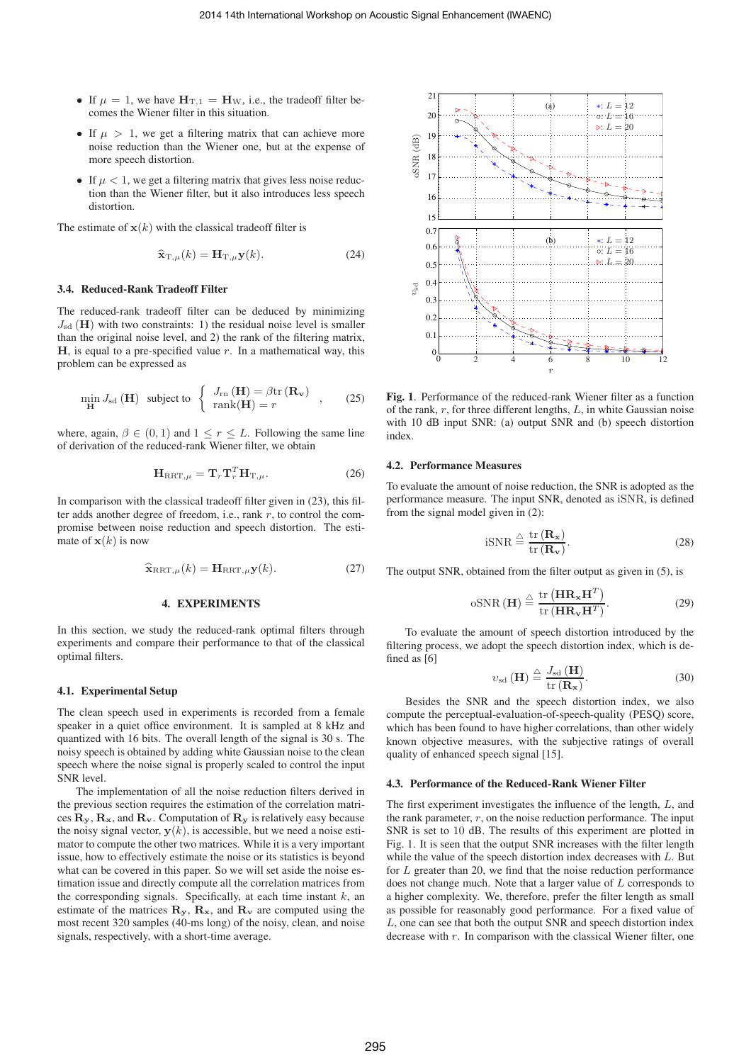- If $\mu = 1$, we have $\mathbf{H}_{\mathrm{T},1} = \mathbf{H}_{\mathrm{W}}$, i.e., the tradeoff filter becomes the Wiener filter in this situation.
- If $\mu > 1$, we get a filtering matrix that can achieve more noise reduction than the Wiener one, but at the expense of more speech distortion.
- If $\mu < 1$, we get a filtering matrix that gives less noise reduction than the Wiener filter, but it also introduces less speech distortion.

The estimate of $\mathbf{x}(k)$ with the classical tradeoff filter is

$$\widehat{\mathbf{x}}_{\mathrm{T},\mu}(k) = \mathbf{H}_{\mathrm{T},\mu}\mathbf{y}(k). \tag{24}$$

### 3.4. Reduced-Rank Tradeoff Filter

The reduced-rank tradeoff filter can be deduced by minimizing $J_{\mathrm{sd}}(\mathbf{H})$ with two constraints: 1) the residual noise level is smaller than the original noise level, and 2) the rank of the filtering matrix, $\mathbf{H}$, is equal to a pre-specified value $r$. In a mathematical way, this problem can be expressed as

$$\min_{\mathbf{H}} J_{\mathrm{sd}}(\mathbf{H}) \ \text{ subject to } \left\{ \begin{array}{l} J_{\mathrm{rn}}(\mathbf{H}) = \beta \mathrm{tr}(\mathbf{R_v}) \\ \mathrm{rank}(\mathbf{H}) = r \end{array} \right. , \tag{25}$$

where, again, $\beta \in (0, 1)$ and $1 \le r \le L$. Following the same line of derivation of the reduced-rank Wiener filter, we obtain

$$\mathbf{H}_{\mathrm{RRT},\mu} = \mathbf{T}_r\mathbf{T}_r^T\mathbf{H}_{\mathrm{T},\mu}. \tag{26}$$

In comparison with the classical tradeoff filter given in (23), this filter adds another degree of freedom, i.e., rank $r$, to control the compromise between noise reduction and speech distortion. The estimate of $\mathbf{x}(k)$ is now

$$\widehat{\mathbf{x}}_{\mathrm{RRT},\mu}(k) = \mathbf{H}_{\mathrm{RRT},\mu}\mathbf{y}(k). \tag{27}$$

## 4. EXPERIMENTS

In this section, we study the reduced-rank optimal filters through experiments and compare their performance to that of the classical optimal filters.

### 4.1. Experimental Setup

The clean speech used in experiments is recorded from a female speaker in a quiet office environment. It is sampled at 8 kHz and quantized with 16 bits. The overall length of the signal is 30 s. The noisy speech is obtained by adding white Gaussian noise to the clean speech where the noise signal is properly scaled to control the input SNR level.

The implementation of all the noise reduction filters derived in the previous section requires the estimation of the correlation matrices $\mathbf{R_y}$, $\mathbf{R_x}$, and $\mathbf{R_v}$. Computation of $\mathbf{R_y}$ is relatively easy because the noisy signal vector, $\mathbf{y}(k)$, is accessible, but we need a noise estimator to compute the other two matrices. While it is a very important issue, how to effectively estimate the noise or its statistics is beyond what can be covered in this paper. So we will set aside the noise estimation issue and directly compute all the correlation matrices from the corresponding signals. Specifically, at each time instant $k$, an estimate of the matrices $\mathbf{R_y}$, $\mathbf{R_x}$, and $\mathbf{R_v}$ are computed using the most recent 320 samples (40-ms long) of the noisy, clean, and noise signals, respectively, with a short-time average.

**Fig. 1**. Performance of the reduced-rank Wiener filter as a function of the rank, $r$, for three different lengths, $L$, in white Gaussian noise with 10 dB input SNR: (a) output SNR and (b) speech distortion index.

### 4.2. Performance Measures

To evaluate the amount of noise reduction, the SNR is adopted as the performance measure. The input SNR, denoted as iSNR, is defined from the signal model given in (2):

$$\mathrm{iSNR} \triangleq \frac{\mathrm{tr}(\mathbf{R_x})}{\mathrm{tr}(\mathbf{R_v})}. \tag{28}$$

The output SNR, obtained from the filter output as given in (5), is

$$\mathrm{oSNR}(\mathbf{H}) \triangleq \frac{\mathrm{tr}\left(\mathbf{H}\mathbf{R_x}\mathbf{H}^T\right)}{\mathrm{tr}\left(\mathbf{H}\mathbf{R_v}\mathbf{H}^T\right)}. \tag{29}$$

To evaluate the amount of speech distortion introduced by the filtering process, we adopt the speech distortion index, which is defined as [6]

$$\upsilon_{\mathrm{sd}}(\mathbf{H}) \triangleq \frac{J_{\mathrm{sd}}(\mathbf{H})}{\mathrm{tr}(\mathbf{R_x})}. \tag{30}$$

Besides the SNR and the speech distortion index, we also compute the perceptual-evaluation-of-speech-quality (PESQ) score, which has been found to have higher correlations, than other widely known objective measures, with the subjective ratings of overall quality of enhanced speech signal [15].

### 4.3. Performance of the Reduced-Rank Wiener Filter

The first experiment investigates the influence of the length, $L$, and the rank parameter, $r$, on the noise reduction performance. The input SNR is set to 10 dB. The results of this experiment are plotted in Fig. 1. It is seen that the output SNR increases with the filter length while the value of the speech distortion index decreases with $L$. But for $L$ greater than 20, we find that the noise reduction performance does not change much. Note that a larger value of $L$ corresponds to a higher complexity. We, therefore, prefer the filter length as small as possible for reasonably good performance. For a fixed value of $L$, one can see that both the output SNR and speech distortion index decrease with $r$. In comparison with the classical Wiener filter, one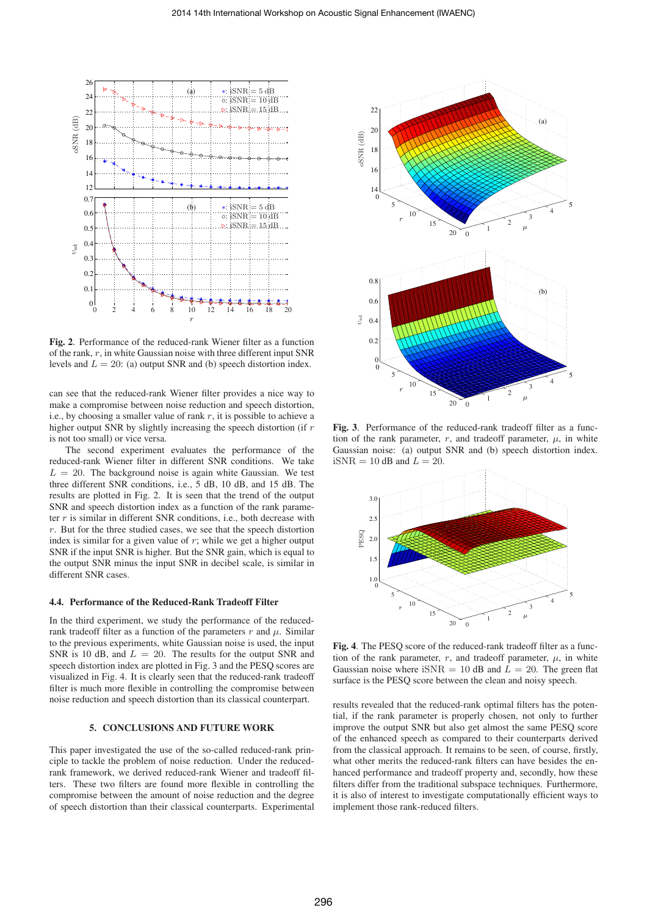**Fig. 2**. Performance of the reduced-rank Wiener filter as a function of the rank, $r$, in white Gaussian noise with three different input SNR levels and $L = 20$: (a) output SNR and (b) speech distortion index.

can see that the reduced-rank Wiener filter provides a nice way to make a compromise between noise reduction and speech distortion, i.e., by choosing a smaller value of rank $r$, it is possible to achieve a higher output SNR by slightly increasing the speech distortion (if $r$ is not too small) or vice versa.

The second experiment evaluates the performance of the reduced-rank Wiener filter in different SNR conditions. We take $L = 20$. The background noise is again white Gaussian. We test three different SNR conditions, i.e., 5 dB, 10 dB, and 15 dB. The results are plotted in Fig. 2. It is seen that the trend of the output SNR and speech distortion index as a function of the rank parameter $r$ is similar in different SNR conditions, i.e., both decrease with $r$. But for the three studied cases, we see that the speech distortion index is similar for a given value of $r$; while we get a higher output SNR if the input SNR is higher. But the SNR gain, which is equal to the output SNR minus the input SNR in decibel scale, is similar in different SNR cases.

### 4.4. Performance of the Reduced-Rank Tradeoff Filter

In the third experiment, we study the performance of the reduced-rank tradeoff filter as a function of the parameters $r$ and $\mu$. Similar to the previous experiments, white Gaussian noise is used, the input SNR is 10 dB, and $L = 20$. The results for the output SNR and speech distortion index are plotted in Fig. 3 and the PESQ scores are visualized in Fig. 4. It is clearly seen that the reduced-rank tradeoff filter is much more flexible in controlling the compromise between noise reduction and speech distortion than its classical counterpart.

## 5. CONCLUSIONS AND FUTURE WORK

This paper investigated the use of the so-called reduced-rank principle to tackle the problem of noise reduction. Under the reduced-rank framework, we derived reduced-rank Wiener and tradeoff filters. These two filters are found more flexible in controlling the compromise between the amount of noise reduction and the degree of speech distortion than their classical counterparts. Experimental results revealed that the reduced-rank optimal filters has the potential, if the rank parameter is properly chosen, not only to further improve the output SNR but also get almost the same PESQ score of the enhanced speech as compared to their counterparts derived from the classical approach. It remains to be seen, of course, firstly, what other merits the reduced-rank filters can have besides the enhanced performance and tradeoff property and, secondly, how these filters differ from the traditional subspace techniques. Furthermore, it is also of interest to investigate computationally efficient ways to implement those rank-reduced filters.

**Fig. 3**. Performance of the reduced-rank tradeoff filter as a function of the rank parameter, $r$, and tradeoff parameter, $\mu$, in white Gaussian noise: (a) output SNR and (b) speech distortion index. $\text{iSNR} = 10$ dB and $L = 20$.

**Fig. 4**. The PESQ score of the reduced-rank tradeoff filter as a function of the rank parameter, $r$, and tradeoff parameter, $\mu$, in white Gaussian noise where $\text{iSNR} = 10$ dB and $L = 20$. The green flat surface is the PESQ score between the clean and noisy speech.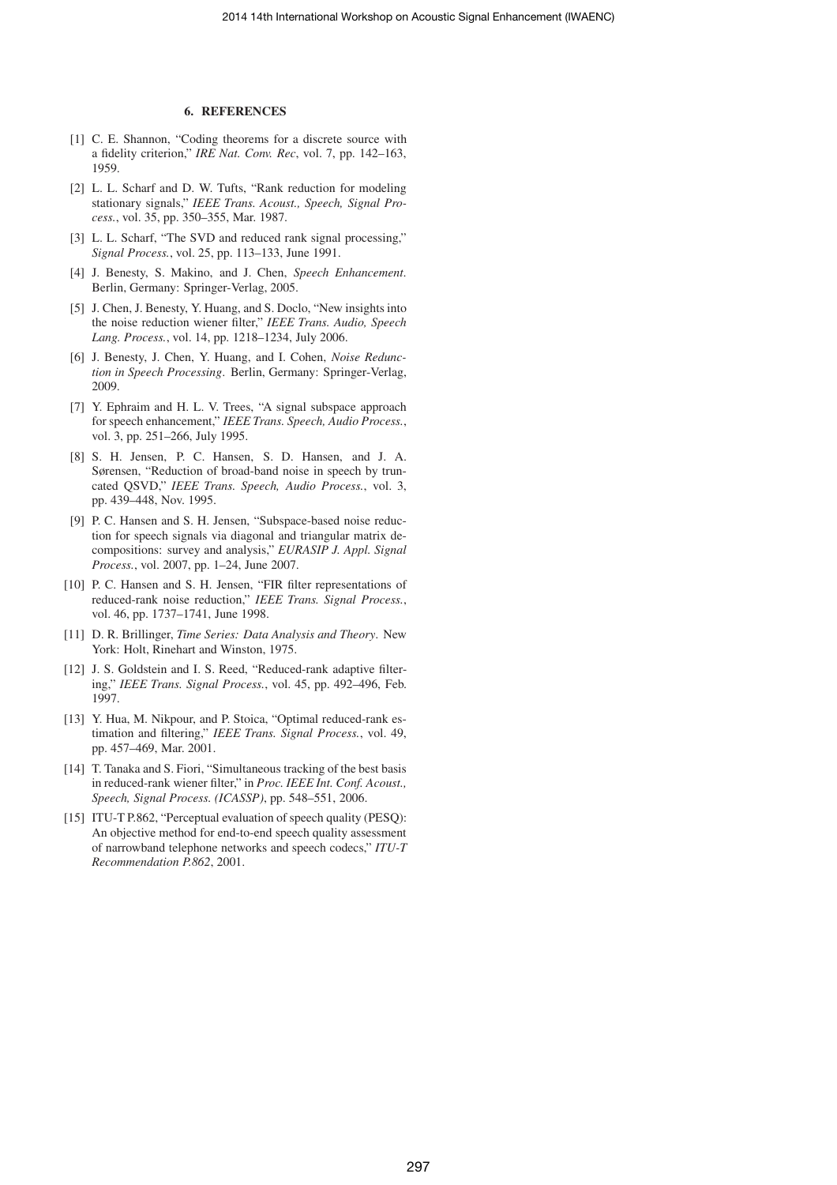## 6. REFERENCES

[1] C. E. Shannon, "Coding theorems for a discrete source with a fidelity criterion," *IRE Nat. Conv. Rec*, vol. 7, pp. 142–163, 1959.

[2] L. L. Scharf and D. W. Tufts, "Rank reduction for modeling stationary signals," *IEEE Trans. Acoust., Speech, Signal Process.*, vol. 35, pp. 350–355, Mar. 1987.

[3] L. L. Scharf, "The SVD and reduced rank signal processing," *Signal Process.*, vol. 25, pp. 113–133, June 1991.

[4] J. Benesty, S. Makino, and J. Chen, *Speech Enhancement*. Berlin, Germany: Springer-Verlag, 2005.

[5] J. Chen, J. Benesty, Y. Huang, and S. Doclo, "New insights into the noise reduction wiener filter," *IEEE Trans. Audio, Speech Lang. Process.*, vol. 14, pp. 1218–1234, July 2006.

[6] J. Benesty, J. Chen, Y. Huang, and I. Cohen, *Noise Redunc  tion in Speech Processing*. Berlin, Germany: Springer-Verlag, 2009.

[7] Y. Ephraim and H. L. V. Trees, "A signal subspace approach for speech enhancement," *IEEE Trans. Speech, Audio Process.*, vol. 3, pp. 251–266, July 1995.

[8] S. H. Jensen, P. C. Hansen, S. D. Hansen, and J. A. Sørensen, "Reduction of broad-band noise in speech by truncated QSVD," *IEEE Trans. Speech, Audio Process.*, vol. 3, pp. 439–448, Nov. 1995.

[9] P. C. Hansen and S. H. Jensen, "Subspace-based noise reduction for speech signals via diagonal and triangular matrix decompositions: survey and analysis," *EURASIP J. Appl. Signal Process.*, vol. 2007, pp. 1–24, June 2007.

[10] P. C. Hansen and S. H. Jensen, "FIR filter representations of reduced-rank noise reduction," *IEEE Trans. Signal Process.*, vol. 46, pp. 1737–1741, June 1998.

[11] D. R. Brillinger, *Time Series: Data Analysis and Theory*. New York: Holt, Rinehart and Winston, 1975.

[12] J. S. Goldstein and I. S. Reed, "Reduced-rank adaptive filtering," *IEEE Trans. Signal Process.*, vol. 45, pp. 492–496, Feb. 1997.

[13] Y. Hua, M. Nikpour, and P. Stoica, "Optimal reduced-rank estimation and filtering," *IEEE Trans. Signal Process.*, vol. 49, pp. 457–469, Mar. 2001.

[14] T. Tanaka and S. Fiori, "Simultaneous tracking of the best basis in reduced-rank wiener filter," in *Proc. IEEE Int. Conf. Acoust., Speech, Signal Process. (ICASSP)*, pp. 548–551, 2006.

[15] ITU-T P.862, "Perceptual evaluation of speech quality (PESQ): An objective method for end-to-end speech quality assessment of narrowband telephone networks and speech codecs," *ITU-T Recommendation P.862*, 2001.